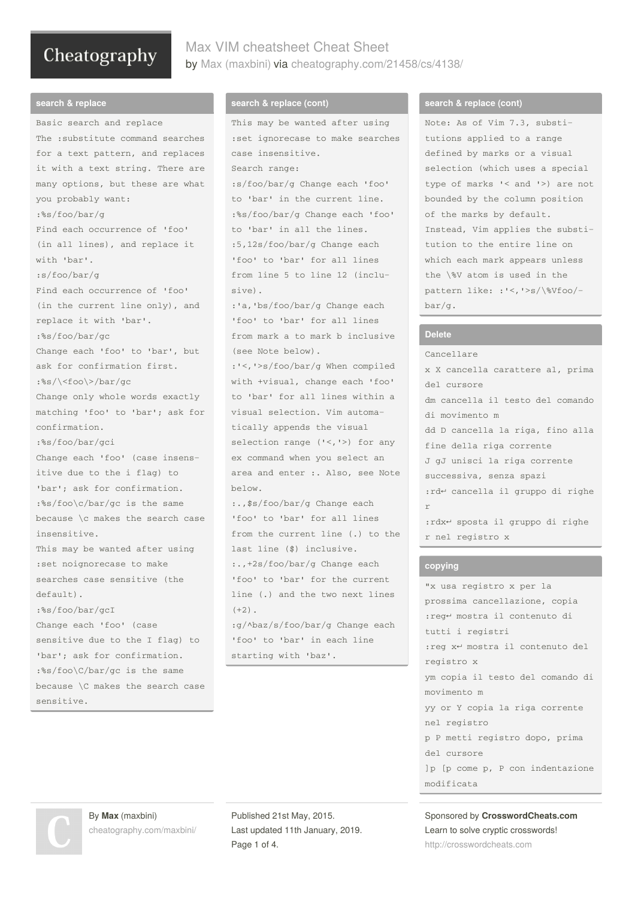# Max VIM cheatsheet Cheat Sheet

by Max (maxbini) via cheatography.com/21458/cs/4138/

## search & replace

Basic search and replace

The :substitute command searches for a text pattern, and replaces it with a text string. There are many options, but these are what you probably want:

:%s/foo/bar/g

Find each occurrence of 'foo' (in all lines), and replace it with 'bar'.

:s/foo/bar/g

Find each occurrence of 'foo' (in the current line only), and replace it with 'bar'.

:%s/foo/bar/gc

Change each 'foo' to 'bar', but ask for confirmation first.

:%s/\<foo\>/bar/gc

Change only whole words exactly matching 'foo' to 'bar'; ask for confirmation.

:%s/foo/bar/gci

Change each 'foo' (case insensitive due to the i flag) to 'bar'; ask for confirmation.

:%s/foo\c/bar/gc is the same because \c makes the search case insensitive.

This may be wanted after using :set noignorecase to make searches case sensitive (the default).

:%s/foo/bar/gcI

Change each 'foo' (case sensitive due to the I flag) to 'bar'; ask for confirmation.

:%s/foo\C/bar/gc is the same because \C makes the search case sensitive.

## search & replace (cont)

This may be wanted after using :set ignorecase to make searches case insensitive.

Search range:

:s/foo/bar/g Change each 'foo' to 'bar' in the current line.

:%s/foo/bar/g Change each 'foo' to 'bar' in all the lines.

:5,12s/foo/bar/g Change each 'foo' to 'bar' for all lines from line 5 to line 12 (inclusive).

:'a,'bs/foo/bar/g Change each 'foo' to 'bar' for all lines from mark a to mark b inclusive (see Note below).

:'<,'>s/foo/bar/g When compiled with +visual, change each 'foo' to 'bar' for all lines within a visual selection. Vim automatically appends the visual selection range ('<,'>) for any ex command when you select an area and enter :. Also, see Note below.

:.,$s/foo/bar/g Change each 'foo' to 'bar' for all lines from the current line (.) to the last line ($) inclusive.

:.,+2s/foo/bar/g Change each 'foo' to 'bar' for the current line (.) and the two next lines (+2).

:g/^baz/s/foo/bar/g Change each 'foo' to 'bar' in each line starting with 'baz'.

## search & replace (cont)

Note: As of Vim 7.3, substitutions applied to a range defined by marks or a visual selection (which uses a special type of marks '< and '>) are not bounded by the column position of the marks by default. Instead, Vim applies the substitution to the entire line on which each mark appears unless the \%V atom is used in the pattern like: :'<,'>s/\%Vfoo/bar/g.

## Delete

Cancellare

x X cancella carattere al, prima del cursore

dm cancella il testo del comando di movimento m

dd D cancella la riga, fino alla fine della riga corrente

J gJ unisci la riga corrente successiva, senza spazi

:rd↵ cancella il gruppo di righe r

:rdx↵ sposta il gruppo di righe r nel registro x

## copying

"x usa registro x per la prossima cancellazione, copia

:reg↵ mostra il contenuto di tutti i registri

:reg x↵ mostra il contenuto del registro x

ym copia il testo del comando di movimento m

yy or Y copia la riga corrente nel registro

p P metti registro dopo, prima del cursore

]p [p come p, P con indentazione modificata

By **Max** (maxbini)
cheatography.com/maxbini/

Published 21st May, 2015.
Last updated 11th January, 2019.

Sponsored by **CrosswordCheats.com**
Learn to solve cryptic crosswords!
http://crosswordcheats.com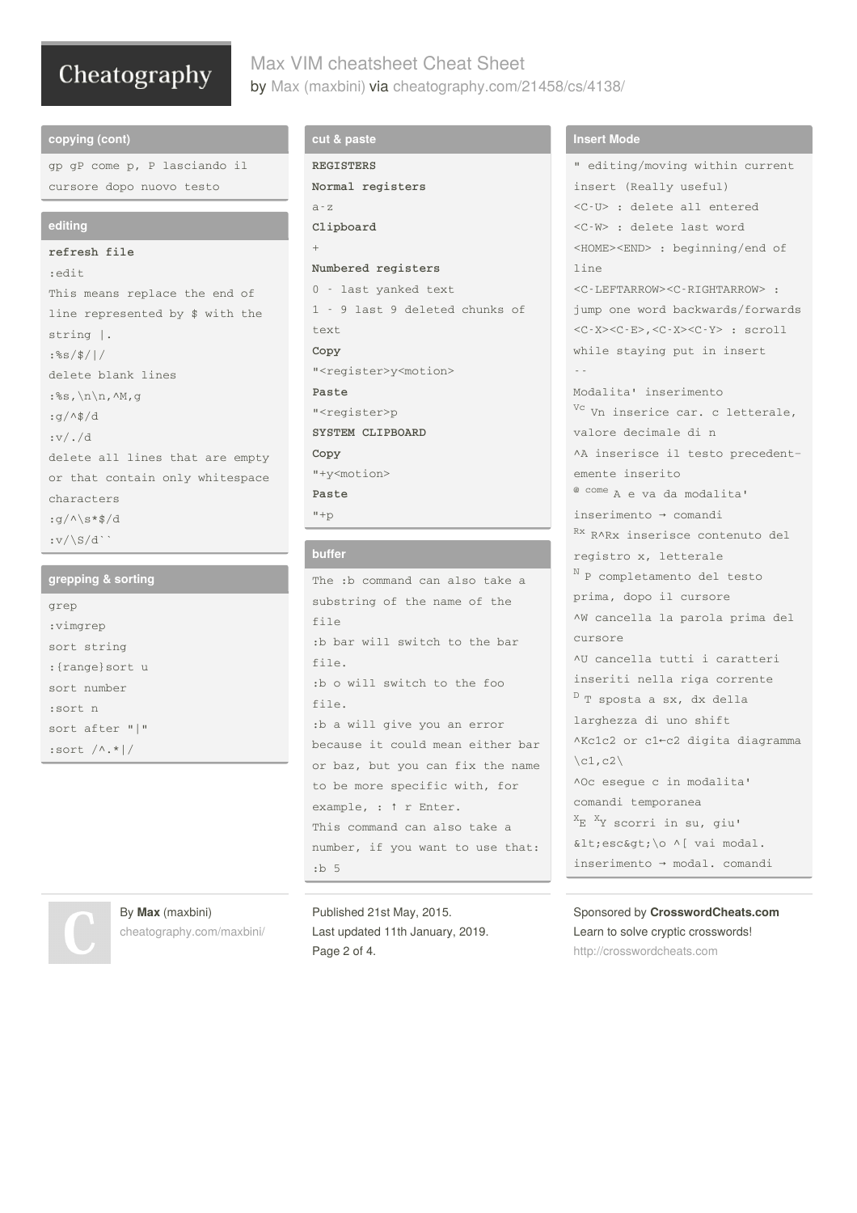## copying (cont)

gp gP come p, P lasciando il cursore dopo nuovo testo

## editing

**refresh file**

:edit

This means replace the end of line represented by $ with the string |.

:%s/$/|/

delete blank lines

:%s,\n\n,^M,g

:g/^$/d

:v/./d

delete all lines that are empty or that contain only whitespace characters

:g/^\s*$/d

:v/\S/d``

## grepping & sorting

grep

:vimgrep

sort string

:{range}sort u

sort number

:sort n

sort after "|"

:sort /^.*|/

## cut & paste

**REGISTERS**

**Normal registers**

a-z

**Clipboard**

+

**Numbered registers**

0 - last yanked text

1 - 9 last 9 deleted chunks of text

**Copy**

"<register>y<motion>

**Paste**

"<register>p

**SYSTEM CLIPBOARD**

**Copy**

"+y<motion>

**Paste**

"+p

## buffer

The :b command can also take a substring of the name of the file

:b bar will switch to the bar file.

:b o will switch to the foo file.

:b a will give you an error because it could mean either bar or baz, but you can fix the name to be more specific with, for example, : ↑ r Enter.

This command can also take a number, if you want to use that: :b 5

## Insert Mode

" editing/moving within current insert (Really useful)

<C-U> : delete all entered

<C-W> : delete last word

<HOME><END> : beginning/end of line

<C-LEFTARROW><C-RIGHTARROW> : jump one word backwards/forwards

<C-X><C-E>,<C-X><C-Y> : scroll while staying put in insert

--

Modalita' inserimento

Vc Vn inserice car. c letterale, valore decimale di n

^A inserisce il testo precedentemente inserito

@ come A e va da modalita' inserimento → comandi

Rx R^Rx inserisce contenuto del registro x, letterale

N P completamento del testo prima, dopo il cursore

^W cancella la parola prima del cursore

^U cancella tutti i caratteri inseriti nella riga corrente

D T sposta a sx, dx della larghezza di uno shift

^Kc1c2 or c1←c2 digita diagramma \c1,c2\

^Oc esegue c in modalita' comandi temporanea

XE XY scorri in su, giu'

&lt;esc&gt;\o ^[ vai modal. inserimento → modal. comandi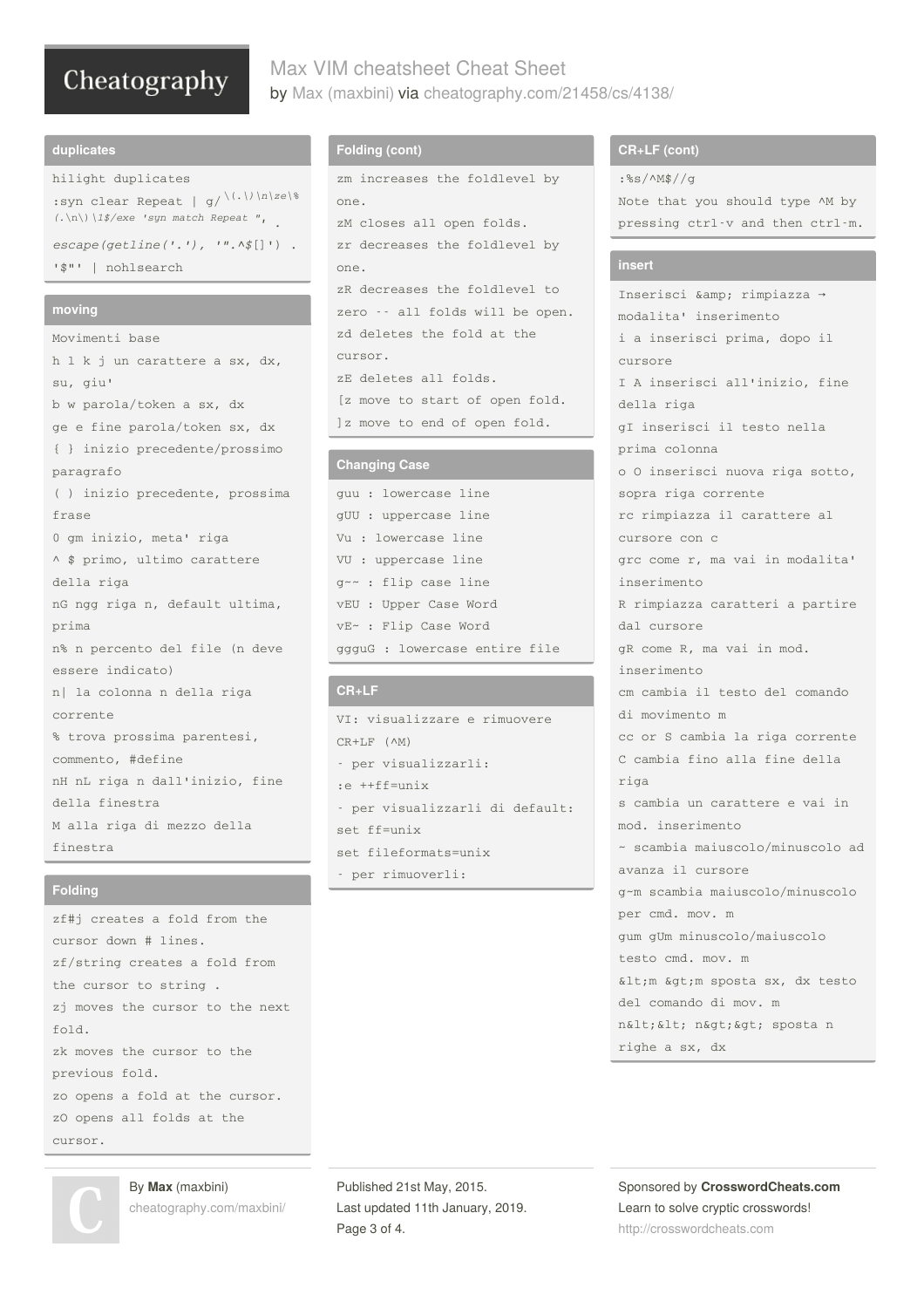# Max VIM cheatsheet Cheat Sheet

by Max (maxbini) via cheatography.com/21458/cs/4138/

## duplicates

hilight duplicates

:syn clear Repeat | g/^\(.\)\n\ze\%(.\n\)\1$/exe 'syn match Repeat "^' . *escape(getline('.'), '".^$[]')* . '$"' | nohlsearch

## moving

Movimenti base

h l k j un carattere a sx, dx, su, giu'

b w parola/token a sx, dx

ge e fine parola/token sx, dx

{ } inizio precedente/prossimo paragrafo

( ) inizio precedente, prossima frase

0 gm inizio, meta' riga

^ $ primo, ultimo carattere della riga

nG ngg riga n, default ultima, prima

n% n percento del file (n deve essere indicato)

n| la colonna n della riga corrente

% trova prossima parentesi, commento, #define

nH nL riga n dall'inizio, fine della finestra

M alla riga di mezzo della finestra

## Folding

zf#j creates a fold from the cursor down # lines.

zf/string creates a fold from the cursor to string .

zj moves the cursor to the next fold.

zk moves the cursor to the previous fold.

zo opens a fold at the cursor.

zO opens all folds at the cursor.

## Folding (cont)

zm increases the foldlevel by one.

zM closes all open folds.

zr decreases the foldlevel by one.

zR decreases the foldlevel to zero -- all folds will be open.

zd deletes the fold at the cursor.

zE deletes all folds.

[z move to start of open fold.

]z move to end of open fold.

## Changing Case

guu : lowercase line

gUU : uppercase line

Vu : lowercase line

VU : uppercase line

g~~ : flip case line

vEU : Upper Case Word

vE~ : Flip Case Word

ggguG : lowercase entire file

## CR+LF

VI: visualizzare e rimuovere CR+LF (^M)

- per visualizzarli:

:e ++ff=unix

- per visualizzarli di default:

set ff=unix

set fileformats=unix

- per rimuoverli:

## CR+LF (cont)

:%s/^M$//g

Note that you should type ^M by pressing ctrl-v and then ctrl-m.

## insert

Inserisci &amp; rimpiazza → modalita' inserimento

i a inserisci prima, dopo il cursore

I A inserisci all'inizio, fine della riga

gI inserisci il testo nella prima colonna

o O inserisci nuova riga sotto, sopra riga corrente

rc rimpiazza il carattere al cursore con c

grc come r, ma vai in modalita' inserimento

R rimpiazza caratteri a partire dal cursore

gR come R, ma vai in mod. inserimento

cm cambia il testo del comando di movimento m

cc or S cambia la riga corrente

C cambia fino alla fine della riga

s cambia un carattere e vai in mod. inserimento

~ scambia maiuscolo/minuscolo ad avanza il cursore

g~m scambia maiuscolo/minuscolo per cmd. mov. m

gum gUm minuscolo/maiuscolo testo cmd. mov. m

&lt;m &gt;m sposta sx, dx testo del comando di mov. m

n&lt;&lt; n&gt;&gt; sposta n righe a sx, dx

---

By **Max** (maxbini)
cheatography.com/maxbini/

Published 21st May, 2015.
Last updated 11th January, 2019.

Sponsored by **CrosswordCheats.com**
Learn to solve cryptic crosswords!
http://crosswordcheats.com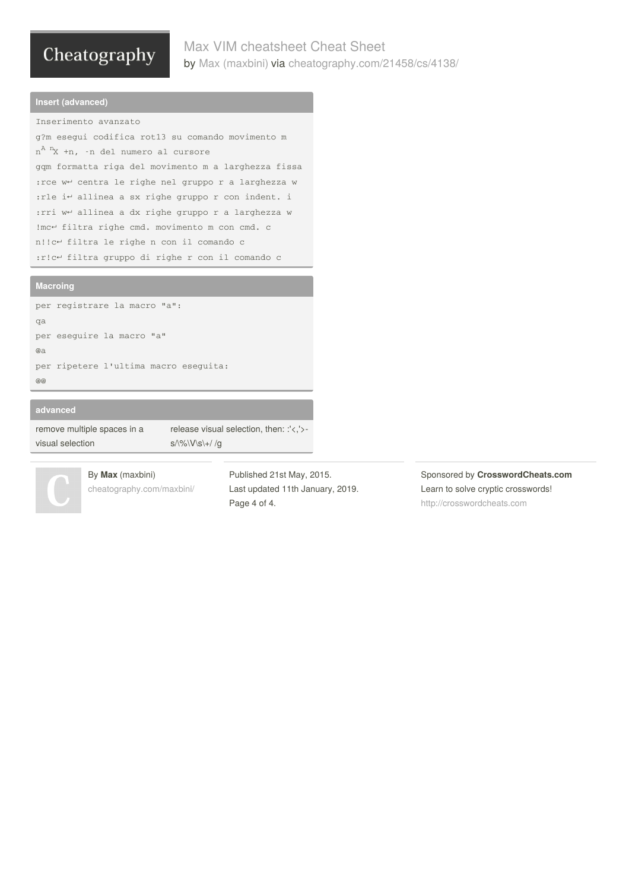## Insert (advanced)

```
Inserimento avanzato
g?m esegui codifica rot13 su comando movimento m
n^A n^X +n, -n del numero al cursore
gqm formatta riga del movimento m a larghezza fissa
:rce w↵ centra le righe nel gruppo r a larghezza w
:rle i↵ allinea a sx righe gruppo r con indent. i
:rri w↵ allinea a dx righe gruppo r a larghezza w
!mc↵ filtra righe cmd. movimento m con cmd. c
n!!c↵ filtra le righe n con il comando c
:r!c↵ filtra gruppo di righe r con il comando c
```

## Macroing

```
per registrare la macro "a":
qa
per eseguire la macro "a"
@a
per ripetere l'ultima macro eseguita:
@@
```

## advanced

| | |
|---|---|
| remove multiple spaces in a visual selection | release visual selection, then: :'<,'>-s/\%\V\s\+/ /g |

By **Max** (maxbini)
cheatography.com/maxbini/

Published 21st May, 2015.
Last updated 11th January, 2019.

Sponsored by **CrosswordCheats.com**
Learn to solve cryptic crosswords!
http://crosswordcheats.com